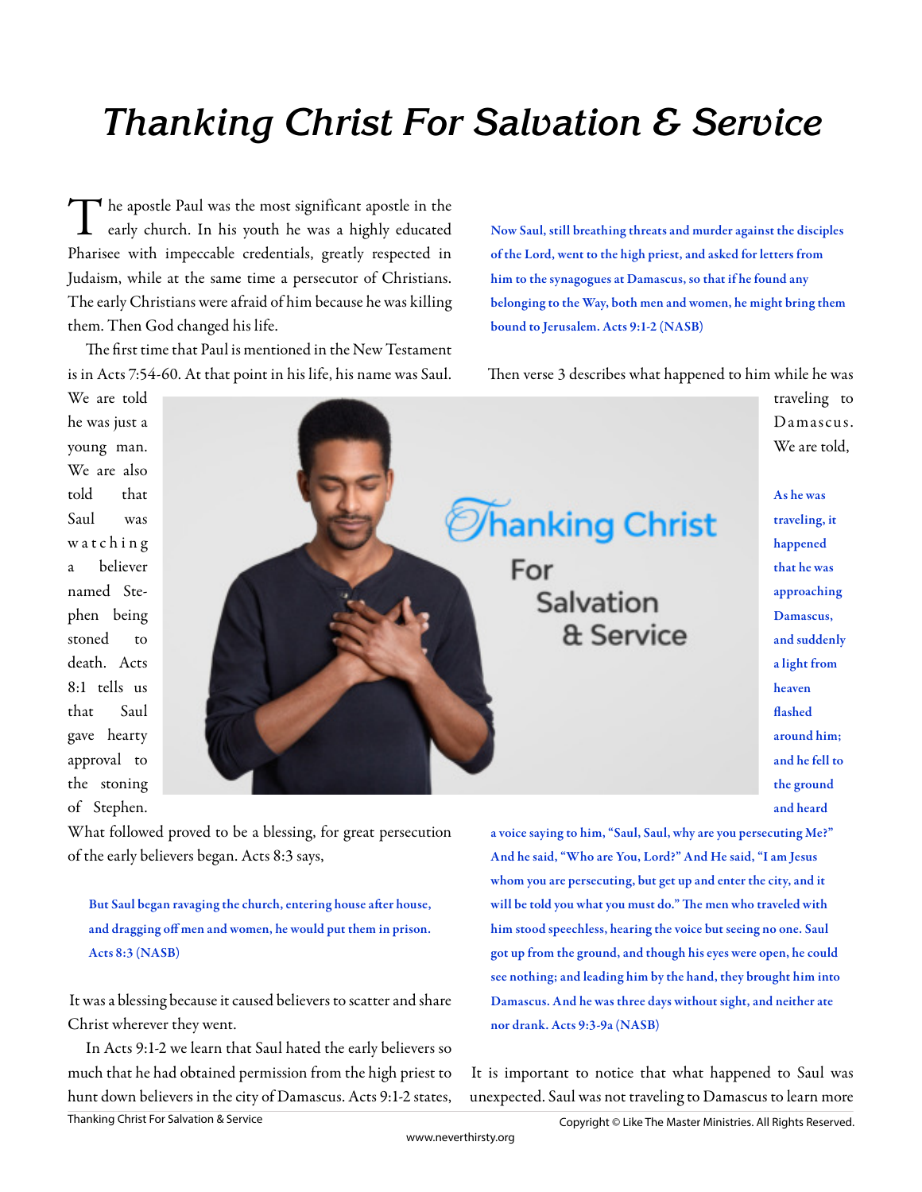# Thanking Christ For Salvation & Service

The apostle Paul was the most significant apostle in the early church. In his youth he was a highly educated Pharisee with impeccable credentials, greatly respected in Judaism, while at the same time a persecutor of Christians. The early Christians were afraid of him because he was killing them. Then God changed his life.

The first time that Paul is mentioned in the New Testament is in Acts 7:54-60. At that point in his life, his name was Saul. We are told he was just a young man. We are also told that Saul was watching a believer named Stephen being stoned to death. Acts 8:1 tells us that Saul gave hearty approval to the stoning of Stephen. What followed proved to be a blessing, for great persecution of the early believers began. Acts 8:3 says,

> **But Saul began ravaging the church, entering house after house, and dragging off men and women, he would put them in prison. Acts 8:3 (NASB)**

It was a blessing because it caused believers to scatter and share Christ wherever they went.

In Acts 9:1-2 we learn that Saul hated the early believers so much that he had obtained permission from the high priest to hunt down believers in the city of Damascus. Acts 9:1-2 states,

> **Now Saul, still breathing threats and murder against the disciples of the Lord, went to the high priest, and asked for letters from him to the synagogues at Damascus, so that if he found any belonging to the Way, both men and women, he might bring them bound to Jerusalem. Acts 9:1-2 (NASB)**

Then verse 3 describes what happened to him while he was traveling to Damascus. We are told,

> **As he was traveling, it happened that he was approaching Damascus, and suddenly a light from heaven flashed around him; and he fell to the ground and heard a voice saying to him, "Saul, Saul, why are you persecuting Me?" And he said, "Who are You, Lord?" And He said, "I am Jesus whom you are persecuting, but get up and enter the city, and it will be told you what you must do." The men who traveled with him stood speechless, hearing the voice but seeing no one. Saul got up from the ground, and though his eyes were open, he could see nothing; and leading him by the hand, they brought him into Damascus. And he was three days without sight, and neither ate nor drank. Acts 9:3-9a (NASB)**

It is important to notice that what happened to Saul was unexpected. Saul was not traveling to Damascus to learn more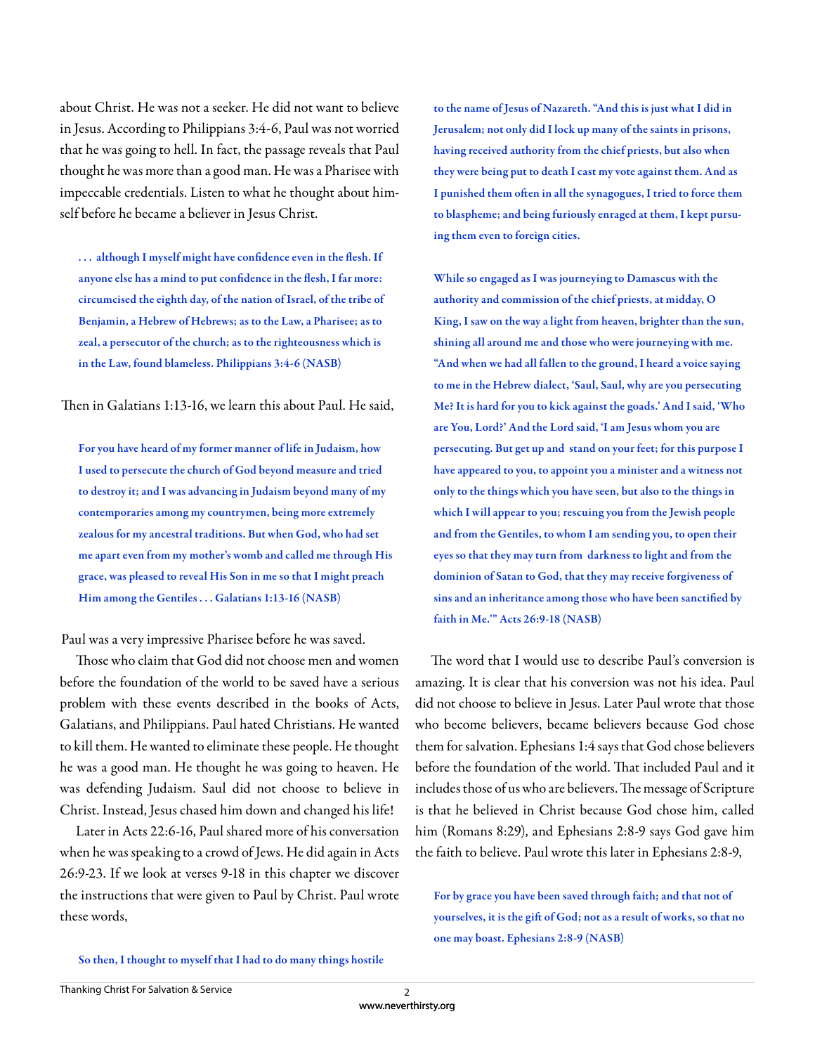about Christ. He was not a seeker. He did not want to believe in Jesus. According to Philippians 3:4-6, Paul was not worried that he was going to hell. In fact, the passage reveals that Paul thought he was more than a good man. He was a Pharisee with impeccable credentials. Listen to what he thought about himself before he became a believer in Jesus Christ.

> **. . . although I myself might have confidence even in the flesh. If anyone else has a mind to put confidence in the flesh, I far more: circumcised the eighth day, of the nation of Israel, of the tribe of Benjamin, a Hebrew of Hebrews; as to the Law, a Pharisee; as to zeal, a persecutor of the church; as to the righteousness which is in the Law, found blameless. Philippians 3:4-6 (NASB)**

Then in Galatians 1:13-16, we learn this about Paul. He said,

> **For you have heard of my former manner of life in Judaism, how I used to persecute the church of God beyond measure and tried to destroy it; and I was advancing in Judaism beyond many of my contemporaries among my countrymen, being more extremely zealous for my ancestral traditions. But when God, who had set me apart even from my mother's womb and called me through His grace, was pleased to reveal His Son in me so that I might preach Him among the Gentiles . . . Galatians 1:13-16 (NASB)**

Paul was a very impressive Pharisee before he was saved.

Those who claim that God did not choose men and women before the foundation of the world to be saved have a serious problem with these events described in the books of Acts, Galatians, and Philippians. Paul hated Christians. He wanted to kill them. He wanted to eliminate these people. He thought he was a good man. He thought he was going to heaven. He was defending Judaism. Saul did not choose to believe in Christ. Instead, Jesus chased him down and changed his life!

Later in Acts 22:6-16, Paul shared more of his conversation when he was speaking to a crowd of Jews. He did again in Acts 26:9-23. If we look at verses 9-18 in this chapter we discover the instructions that were given to Paul by Christ. Paul wrote these words,

> **So then, I thought to myself that I had to do many things hostile to the name of Jesus of Nazareth. "And this is just what I did in Jerusalem; not only did I lock up many of the saints in prisons, having received authority from the chief priests, but also when they were being put to death I cast my vote against them. And as I punished them often in all the synagogues, I tried to force them to blaspheme; and being furiously enraged at them, I kept pursuing them even to foreign cities.**
>
> **While so engaged as I was journeying to Damascus with the authority and commission of the chief priests, at midday, O King, I saw on the way a light from heaven, brighter than the sun, shining all around me and those who were journeying with me. "And when we had all fallen to the ground, I heard a voice saying to me in the Hebrew dialect, 'Saul, Saul, why are you persecuting Me? It is hard for you to kick against the goads.' And I said, 'Who are You, Lord?' And the Lord said, 'I am Jesus whom you are persecuting. But get up and stand on your feet; for this purpose I have appeared to you, to appoint you a minister and a witness not only to the things which you have seen, but also to the things in which I will appear to you; rescuing you from the Jewish people and from the Gentiles, to whom I am sending you, to open their eyes so that they may turn from darkness to light and from the dominion of Satan to God, that they may receive forgiveness of sins and an inheritance among those who have been sanctified by faith in Me.'" Acts 26:9-18 (NASB)**

The word that I would use to describe Paul's conversion is amazing. It is clear that his conversion was not his idea. Paul did not choose to believe in Jesus. Later Paul wrote that those who become believers, became believers because God chose them for salvation. Ephesians 1:4 says that God chose believers before the foundation of the world. That included Paul and it includes those of us who are believers. The message of Scripture is that he believed in Christ because God chose him, called him (Romans 8:29), and Ephesians 2:8-9 says God gave him the faith to believe. Paul wrote this later in Ephesians 2:8-9,

> **For by grace you have been saved through faith; and that not of yourselves, it is the gift of God; not as a result of works, so that no one may boast. Ephesians 2:8-9 (NASB)**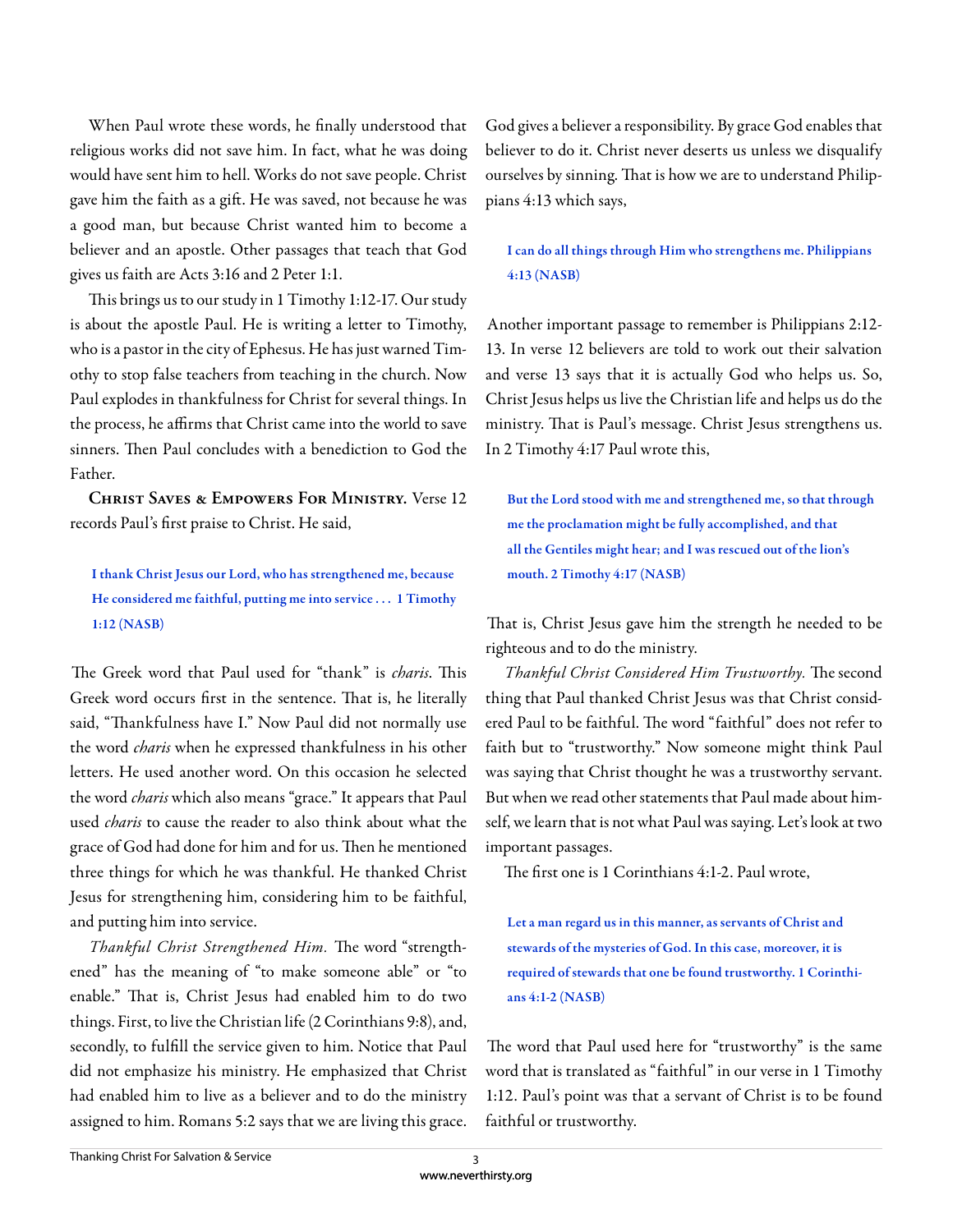When Paul wrote these words, he finally understood that religious works did not save him. In fact, what he was doing would have sent him to hell. Works do not save people. Christ gave him the faith as a gift. He was saved, not because he was a good man, but because Christ wanted him to become a believer and an apostle. Other passages that teach that God gives us faith are Acts 3:16 and 2 Peter 1:1.

This brings us to our study in 1 Timothy 1:12-17. Our study is about the apostle Paul. He is writing a letter to Timothy, who is a pastor in the city of Ephesus. He has just warned Timothy to stop false teachers from teaching in the church. Now Paul explodes in thankfulness for Christ for several things. In the process, he affirms that Christ came into the world to save sinners. Then Paul concludes with a benediction to God the Father.

**Christ Saves & Empowers For Ministry.** Verse 12 records Paul's first praise to Christ. He said,

> **I thank Christ Jesus our Lord, who has strengthened me, because He considered me faithful, putting me into service . . . 1 Timothy 1:12 (NASB)**

The Greek word that Paul used for "thank" is *charis*. This Greek word occurs first in the sentence. That is, he literally said, "Thankfulness have I." Now Paul did not normally use the word *charis* when he expressed thankfulness in his other letters. He used another word. On this occasion he selected the word *charis* which also means "grace." It appears that Paul used *charis* to cause the reader to also think about what the grace of God had done for him and for us. Then he mentioned three things for which he was thankful. He thanked Christ Jesus for strengthening him, considering him to be faithful, and putting him into service.

*Thankful Christ Strengthened Him.* The word "strengthened" has the meaning of "to make someone able" or "to enable." That is, Christ Jesus had enabled him to do two things. First, to live the Christian life (2 Corinthians 9:8), and, secondly, to fulfill the service given to him. Notice that Paul did not emphasize his ministry. He emphasized that Christ had enabled him to live as a believer and to do the ministry assigned to him. Romans 5:2 says that we are living this grace. God gives a believer a responsibility. By grace God enables that believer to do it. Christ never deserts us unless we disqualify ourselves by sinning. That is how we are to understand Philippians 4:13 which says,

> **I can do all things through Him who strengthens me. Philippians 4:13 (NASB)**

Another important passage to remember is Philippians 2:12-13. In verse 12 believers are told to work out their salvation and verse 13 says that it is actually God who helps us. So, Christ Jesus helps us live the Christian life and helps us do the ministry. That is Paul's message. Christ Jesus strengthens us. In 2 Timothy 4:17 Paul wrote this,

> **But the Lord stood with me and strengthened me, so that through me the proclamation might be fully accomplished, and that all the Gentiles might hear; and I was rescued out of the lion's mouth. 2 Timothy 4:17 (NASB)**

That is, Christ Jesus gave him the strength he needed to be righteous and to do the ministry.

*Thankful Christ Considered Him Trustworthy.* The second thing that Paul thanked Christ Jesus was that Christ considered Paul to be faithful. The word "faithful" does not refer to faith but to "trustworthy." Now someone might think Paul was saying that Christ thought he was a trustworthy servant. But when we read other statements that Paul made about himself, we learn that is not what Paul was saying. Let's look at two important passages.

The first one is 1 Corinthians 4:1-2. Paul wrote,

> **Let a man regard us in this manner, as servants of Christ and stewards of the mysteries of God. In this case, moreover, it is required of stewards that one be found trustworthy. 1 Corinthians 4:1-2 (NASB)**

The word that Paul used here for "trustworthy" is the same word that is translated as "faithful" in our verse in 1 Timothy 1:12. Paul's point was that a servant of Christ is to be found faithful or trustworthy.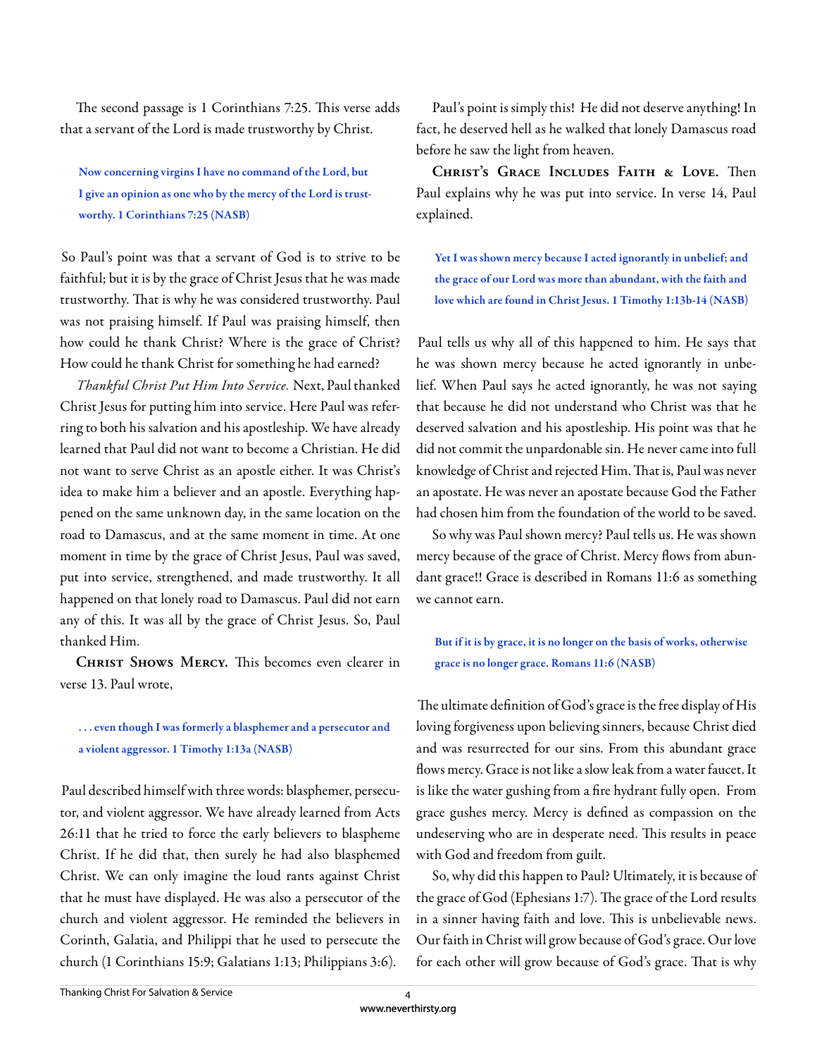The second passage is 1 Corinthians 7:25. This verse adds that a servant of the Lord is made trustworthy by Christ.

> **Now concerning virgins I have no command of the Lord, but I give an opinion as one who by the mercy of the Lord is trustworthy. 1 Corinthians 7:25 (NASB)**

So Paul's point was that a servant of God is to strive to be faithful; but it is by the grace of Christ Jesus that he was made trustworthy. That is why he was considered trustworthy. Paul was not praising himself. If Paul was praising himself, then how could he thank Christ? Where is the grace of Christ? How could he thank Christ for something he had earned?

*Thankful Christ Put Him Into Service.* Next, Paul thanked Christ Jesus for putting him into service. Here Paul was referring to both his salvation and his apostleship. We have already learned that Paul did not want to become a Christian. He did not want to serve Christ as an apostle either. It was Christ's idea to make him a believer and an apostle. Everything happened on the same unknown day, in the same location on the road to Damascus, and at the same moment in time. At one moment in time by the grace of Christ Jesus, Paul was saved, put into service, strengthened, and made trustworthy. It all happened on that lonely road to Damascus. Paul did not earn any of this. It was all by the grace of Christ Jesus. So, Paul thanked Him.

**Christ Shows Mercy.** This becomes even clearer in verse 13. Paul wrote,

> **. . . even though I was formerly a blasphemer and a persecutor and a violent aggressor. 1 Timothy 1:13a (NASB)**

Paul described himself with three words: blasphemer, persecutor, and violent aggressor. We have already learned from Acts 26:11 that he tried to force the early believers to blaspheme Christ. If he did that, then surely he had also blasphemed Christ. We can only imagine the loud rants against Christ that he must have displayed. He was also a persecutor of the church and violent aggressor. He reminded the believers in Corinth, Galatia, and Philippi that he used to persecute the church (1 Corinthians 15:9; Galatians 1:13; Philippians 3:6).

Paul's point is simply this! He did not deserve anything! In fact, he deserved hell as he walked that lonely Damascus road before he saw the light from heaven.

**Christ's Grace Includes Faith & Love.** Then Paul explains why he was put into service. In verse 14, Paul explained.

> **Yet I was shown mercy because I acted ignorantly in unbelief; and the grace of our Lord was more than abundant, with the faith and love which are found in Christ Jesus. 1 Timothy 1:13b-14 (NASB)**

Paul tells us why all of this happened to him. He says that he was shown mercy because he acted ignorantly in unbelief. When Paul says he acted ignorantly, he was not saying that because he did not understand who Christ was that he deserved salvation and his apostleship. His point was that he did not commit the unpardonable sin. He never came into full knowledge of Christ and rejected Him. That is, Paul was never an apostate. He was never an apostate because God the Father had chosen him from the foundation of the world to be saved.

So why was Paul shown mercy? Paul tells us. He was shown mercy because of the grace of Christ. Mercy flows from abundant grace!! Grace is described in Romans 11:6 as something we cannot earn.

> **But if it is by grace, it is no longer on the basis of works, otherwise grace is no longer grace. Romans 11:6 (NASB)**

The ultimate definition of God's grace is the free display of His loving forgiveness upon believing sinners, because Christ died and was resurrected for our sins. From this abundant grace flows mercy. Grace is not like a slow leak from a water faucet. It is like the water gushing from a fire hydrant fully open. From grace gushes mercy. Mercy is defined as compassion on the undeserving who are in desperate need. This results in peace with God and freedom from guilt.

So, why did this happen to Paul? Ultimately, it is because of the grace of God (Ephesians 1:7). The grace of the Lord results in a sinner having faith and love. This is unbelievable news. Our faith in Christ will grow because of God's grace. Our love for each other will grow because of God's grace. That is why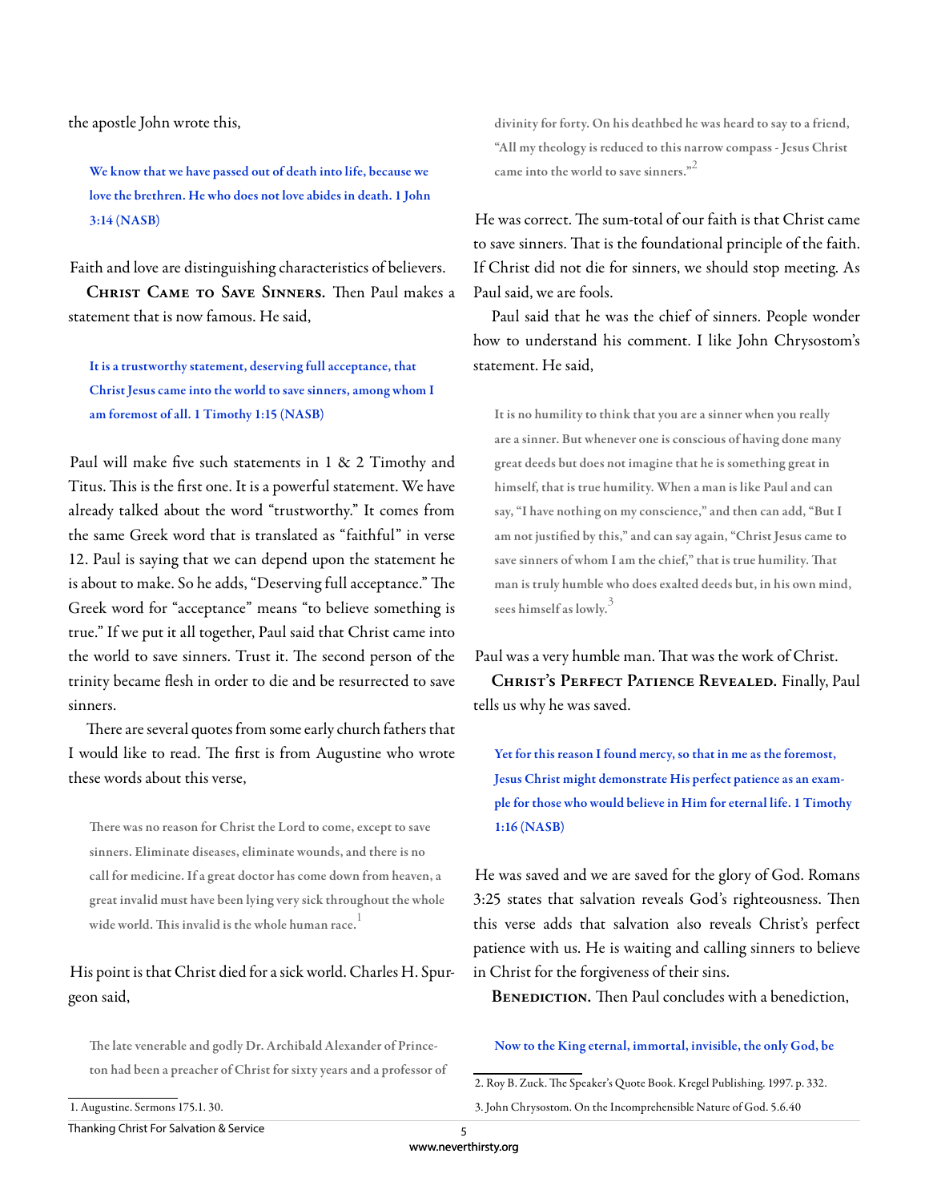the apostle John wrote this,

> We know that we have passed out of death into life, because we love the brethren. He who does not love abides in death. 1 John 3:14 (NASB)

Faith and love are distinguishing characteristics of believers.

**Christ Came to Save Sinners.** Then Paul makes a statement that is now famous. He said,

> It is a trustworthy statement, deserving full acceptance, that Christ Jesus came into the world to save sinners, among whom I am foremost of all. 1 Timothy 1:15 (NASB)

Paul will make five such statements in 1 & 2 Timothy and Titus. This is the first one. It is a powerful statement. We have already talked about the word "trustworthy." It comes from the same Greek word that is translated as "faithful" in verse 12. Paul is saying that we can depend upon the statement he is about to make. So he adds, "Deserving full acceptance." The Greek word for "acceptance" means "to believe something is true." If we put it all together, Paul said that Christ came into the world to save sinners. Trust it. The second person of the trinity became flesh in order to die and be resurrected to save sinners.

There are several quotes from some early church fathers that I would like to read. The first is from Augustine who wrote these words about this verse,

> There was no reason for Christ the Lord to come, except to save sinners. Eliminate diseases, eliminate wounds, and there is no call for medicine. If a great doctor has come down from heaven, a great invalid must have been lying very sick throughout the whole wide world. This invalid is the whole human race.[1]

His point is that Christ died for a sick world. Charles H. Spurgeon said,

> The late venerable and godly Dr. Archibald Alexander of Princeton had been a preacher of Christ for sixty years and a professor of divinity for forty. On his deathbed he was heard to say to a friend, "All my theology is reduced to this narrow compass - Jesus Christ came into the world to save sinners."[2]

He was correct. The sum-total of our faith is that Christ came to save sinners. That is the foundational principle of the faith. If Christ did not die for sinners, we should stop meeting. As Paul said, we are fools.

Paul said that he was the chief of sinners. People wonder how to understand his comment. I like John Chrysostom's statement. He said,

> It is no humility to think that you are a sinner when you really are a sinner. But whenever one is conscious of having done many great deeds but does not imagine that he is something great in himself, that is true humility. When a man is like Paul and can say, "I have nothing on my conscience," and then can add, "But I am not justified by this," and can say again, "Christ Jesus came to save sinners of whom I am the chief," that is true humility. That man is truly humble who does exalted deeds but, in his own mind, sees himself as lowly.[3]

Paul was a very humble man. That was the work of Christ.

**Christ's Perfect Patience Revealed.** Finally, Paul tells us why he was saved.

> Yet for this reason I found mercy, so that in me as the foremost, Jesus Christ might demonstrate His perfect patience as an example for those who would believe in Him for eternal life. 1 Timothy 1:16 (NASB)

He was saved and we are saved for the glory of God. Romans 3:25 states that salvation reveals God's righteousness. Then this verse adds that salvation also reveals Christ's perfect patience with us. He is waiting and calling sinners to believe in Christ for the forgiveness of their sins.

**Benediction.** Then Paul concludes with a benediction,

> Now to the King eternal, immortal, invisible, the only God, be

---

1. Augustine. Sermons 175.1. 30.
2. Roy B. Zuck. The Speaker's Quote Book. Kregel Publishing. 1997. p. 332.
3. John Chrysostom. On the Incomprehensible Nature of God. 5.6.40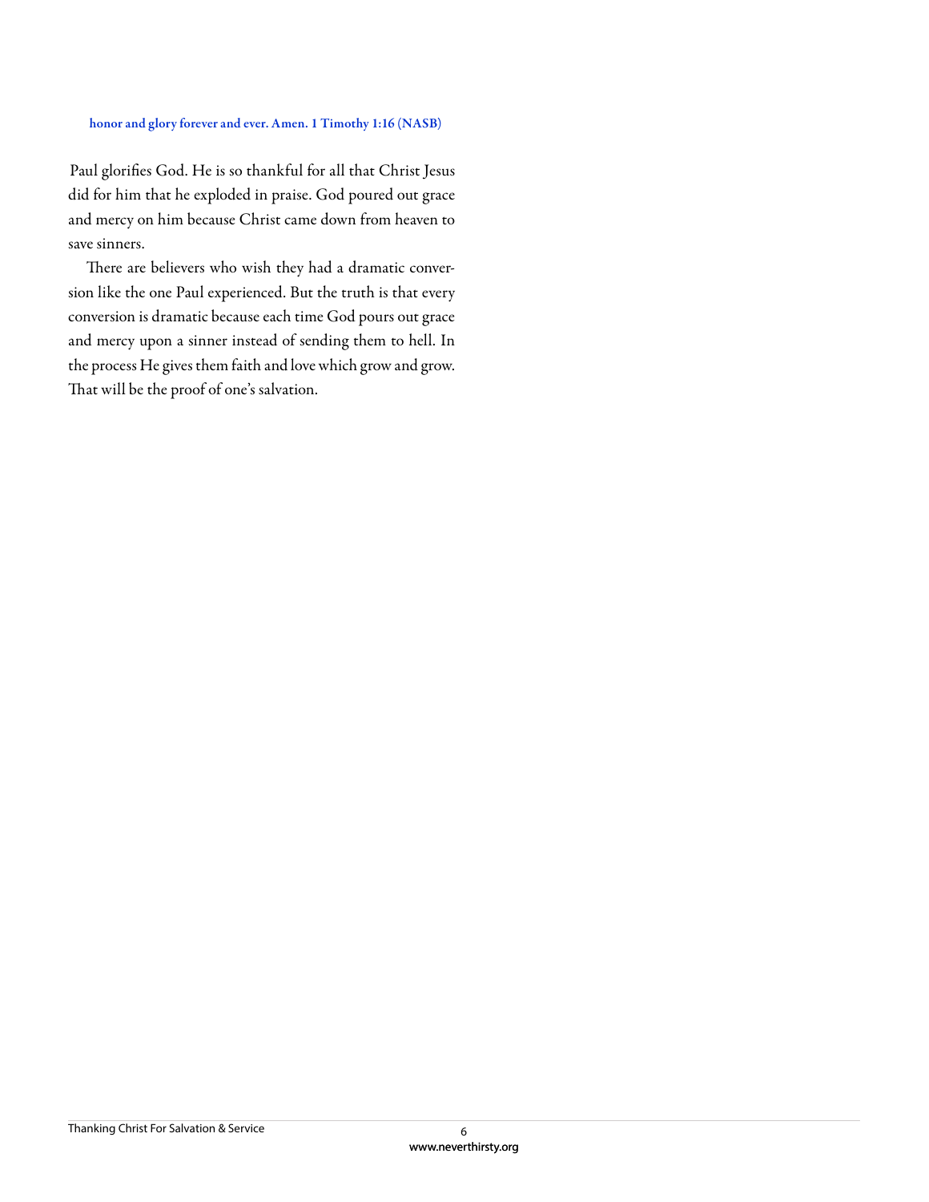**honor and glory forever and ever. Amen. 1 Timothy 1:16 (NASB)**

Paul glorifies God. He is so thankful for all that Christ Jesus did for him that he exploded in praise. God poured out grace and mercy on him because Christ came down from heaven to save sinners.

There are believers who wish they had a dramatic conversion like the one Paul experienced. But the truth is that every conversion is dramatic because each time God pours out grace and mercy upon a sinner instead of sending them to hell. In the process He gives them faith and love which grow and grow. That will be the proof of one's salvation.